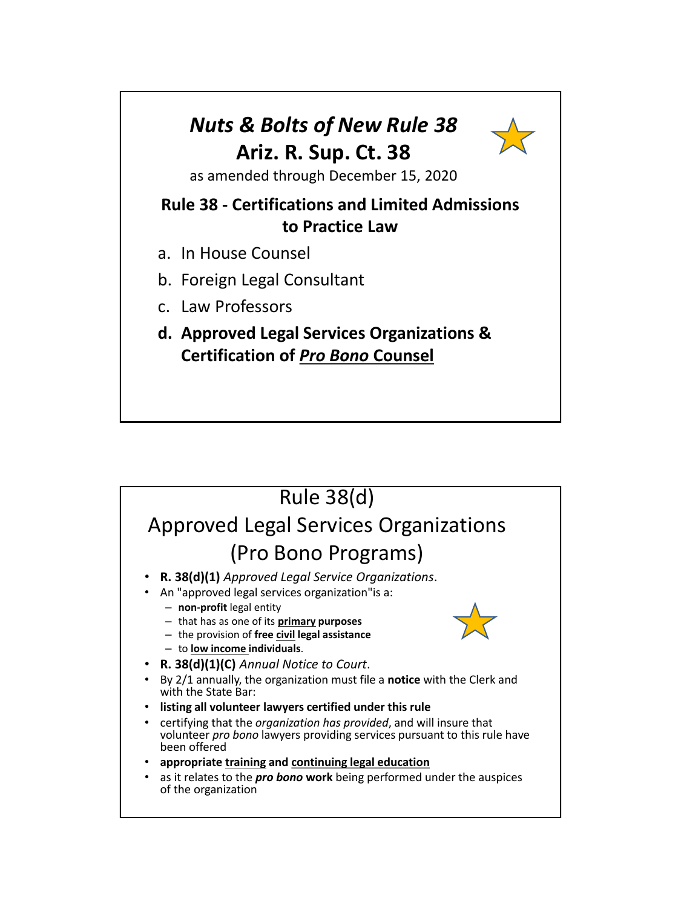# *Nuts & Bolts of New Rule 38*

## Ariz. R. Sup. Ct. 38

as amended through December 15, 2020

### Rule 38 - Certifications and Limited Admissions to Practice Law

a. In House Counsel

b. Foreign Legal Consultant

c. Law Professors

**d. Approved Legal Services Organizations & Certification of *Pro Bono* Counsel**

## Rule 38(d)

## Approved Legal Services Organizations (Pro Bono Programs)

- **R. 38(d)(1)** *Approved Legal Service Organizations*.
- An "approved legal services organization"is a:
  - **non-profit** legal entity
  - that has as one of its **primary purposes**
  - the provision of **free civil legal assistance**
  - to **low income individuals**.
- **R. 38(d)(1)(C)** *Annual Notice to Court*.
- By 2/1 annually, the organization must file a **notice** with the Clerk and with the State Bar:
- **listing all volunteer lawyers certified under this rule**
- certifying that the *organization has provided*, and will insure that volunteer *pro bono* lawyers providing services pursuant to this rule have been offered
- **appropriate training and continuing legal education**
- as it relates to the ***pro bono* work** being performed under the auspices of the organization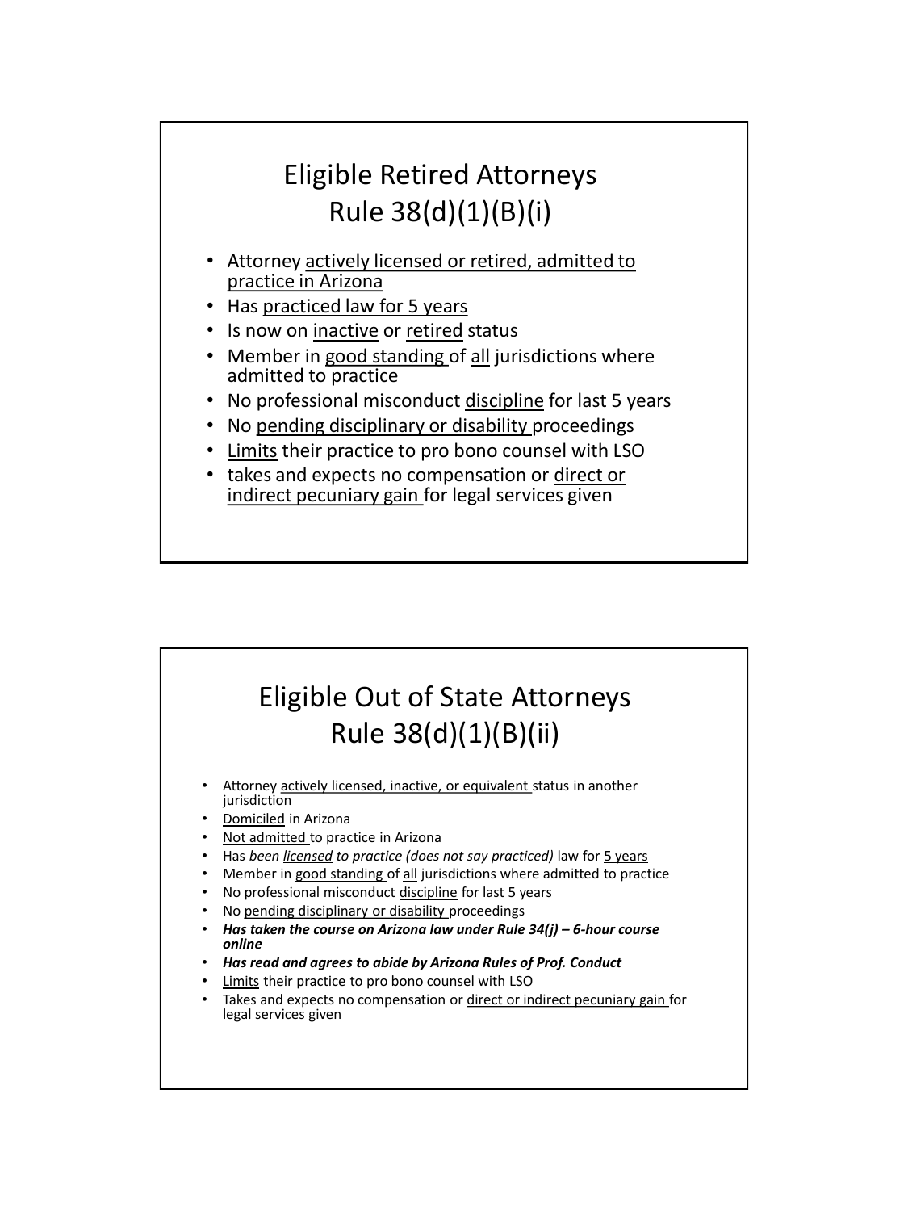## Eligible Retired Attorneys Rule 38(d)(1)(B)(i)

- Attorney actively licensed or retired, admitted to practice in Arizona
- Has practiced law for 5 years
- Is now on inactive or retired status
- Member in good standing of all jurisdictions where admitted to practice
- No professional misconduct discipline for last 5 years
- No pending disciplinary or disability proceedings
- Limits their practice to pro bono counsel with LSO
- takes and expects no compensation or direct or indirect pecuniary gain for legal services given

## Eligible Out of State Attorneys Rule 38(d)(1)(B)(ii)

- Attorney actively licensed, inactive, or equivalent status in another jurisdiction
- Domiciled in Arizona
- Not admitted to practice in Arizona
- Has *been licensed to practice (does not say practiced)* law for 5 years
- Member in good standing of all jurisdictions where admitted to practice
- No professional misconduct discipline for last 5 years
- No pending disciplinary or disability proceedings
- ***Has taken the course on Arizona law under Rule 34(j) – 6-hour course online***
- ***Has read and agrees to abide by Arizona Rules of Prof. Conduct***
- Limits their practice to pro bono counsel with LSO
- Takes and expects no compensation or direct or indirect pecuniary gain for legal services given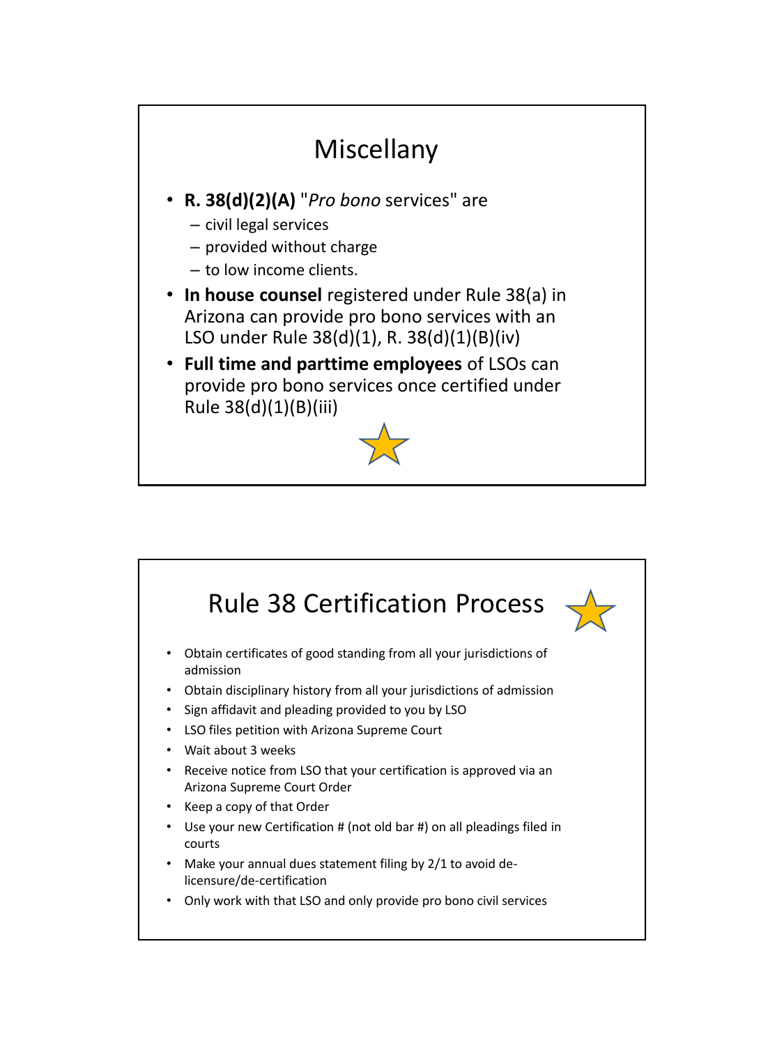## Miscellany

- **R. 38(d)(2)(A)** "*Pro bono* services" are
  - civil legal services
  - provided without charge
  - to low income clients.
- **In house counsel** registered under Rule 38(a) in Arizona can provide pro bono services with an LSO under Rule 38(d)(1), R. 38(d)(1)(B)(iv)
- **Full time and parttime employees** of LSOs can provide pro bono services once certified under Rule 38(d)(1)(B)(iii)

## Rule 38 Certification Process

- Obtain certificates of good standing from all your jurisdictions of admission
- Obtain disciplinary history from all your jurisdictions of admission
- Sign affidavit and pleading provided to you by LSO
- LSO files petition with Arizona Supreme Court
- Wait about 3 weeks
- Receive notice from LSO that your certification is approved via an Arizona Supreme Court Order
- Keep a copy of that Order
- Use your new Certification # (not old bar #) on all pleadings filed in courts
- Make your annual dues statement filing by 2/1 to avoid de-licensure/de-certification
- Only work with that LSO and only provide pro bono civil services